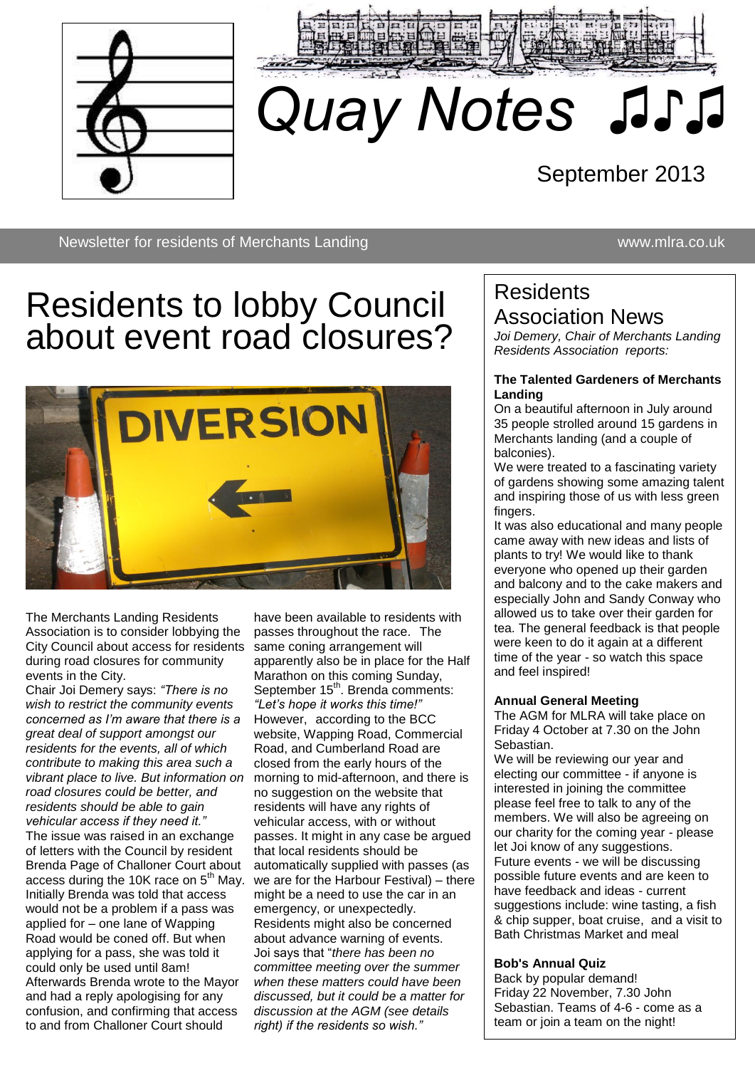# Quay Notes ♫♪♫

September 2013

Newsletter for residents of Merchants Landing www.mlra.co.uk

## Residents to lobby Council about event road closures?

The Merchants Landing Residents Association is to consider lobbying the City Council about access for residents during road closures for community events in the City.

Chair Joi Demery says: *"There is no wish to restrict the community events concerned as I'm aware that there is a great deal of support amongst our residents for the events, all of which contribute to making this area such a vibrant place to live. But information on road closures could be better, and residents should be able to gain vehicular access if they need it."*

The issue was raised in an exchange of letters with the Council by resident Brenda Page of Challoner Court about access during the 10K race on 5th May. Initially Brenda was told that access would not be a problem if a pass was applied for – one lane of Wapping Road would be coned off. But when applying for a pass, she was told it could only be used until 8am! Afterwards Brenda wrote to the Mayor and had a reply apologising for any confusion, and confirming that access to and from Challoner Court should have been available to residents with passes throughout the race. The same coning arrangement will apparently also be in place for the Half Marathon on this coming Sunday, September 15th. Brenda comments: *"Let's hope it works this time!"*

However, according to the BCC website, Wapping Road, Commercial Road, and Cumberland Road are closed from the early hours of the morning to mid-afternoon, and there is no suggestion on the website that residents will have any rights of vehicular access, with or without passes. It might in any case be argued that local residents should be automatically supplied with passes (as we are for the Harbour Festival) – there might be a need to use the car in an emergency, or unexpectedly.

Residents might also be concerned about advance warning of events.

Joi says that "*there has been no committee meeting over the summer when these matters could have been discussed, but it could be a matter for discussion at the AGM (see details right) if the residents so wish."*

## Residents Association News

*Joi Demery, Chair of Merchants Landing Residents Association reports:*

### The Talented Gardeners of Merchants Landing

On a beautiful afternoon in July around 35 people strolled around 15 gardens in Merchants landing (and a couple of balconies).

We were treated to a fascinating variety of gardens showing some amazing talent and inspiring those of us with less green fingers.

It was also educational and many people came away with new ideas and lists of plants to try! We would like to thank everyone who opened up their garden and balcony and to the cake makers and especially John and Sandy Conway who allowed us to take over their garden for tea. The general feedback is that people were keen to do it again at a different time of the year - so watch this space and feel inspired!

### Annual General Meeting

The AGM for MLRA will take place on Friday 4 October at 7.30 on the John Sebastian.

We will be reviewing our year and electing our committee - if anyone is interested in joining the committee please feel free to talk to any of the members. We will also be agreeing on our charity for the coming year - please let Joi know of any suggestions.

Future events - we will be discussing possible future events and are keen to have feedback and ideas - current suggestions include: wine tasting, a fish & chip supper, boat cruise, and a visit to Bath Christmas Market and meal

### Bob's Annual Quiz

Back by popular demand!

Friday 22 November, 7.30 John Sebastian. Teams of 4-6 - come as a team or join a team on the night!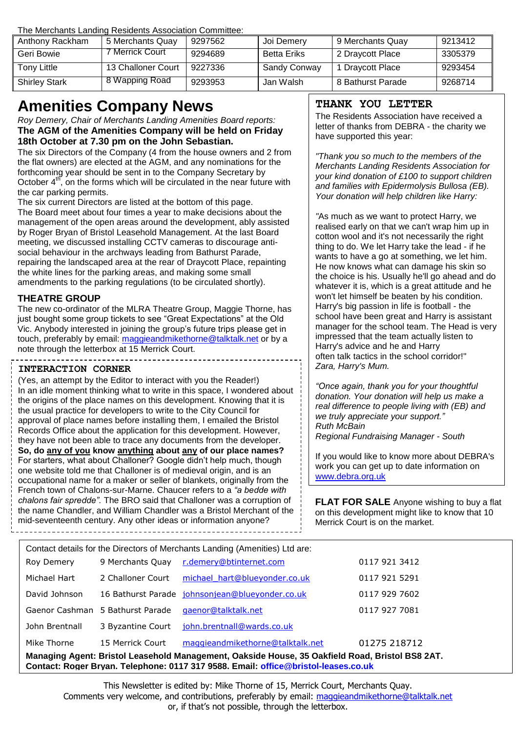The Merchants Landing Residents Association Committee:

| | | | | | |
|---|---|---|---|---|---|
| Anthony Rackham | 5 Merchants Quay | 9297562 | Joi Demery | 9 Merchants Quay | 9213412 |
| Geri Bowie | 7 Merrick Court | 9294689 | Betta Eriks | 2 Draycott Place | 3305379 |
| Tony Little | 13 Challoner Court | 9227336 | Sandy Conway | 1 Draycott Place | 9293454 |
| Shirley Stark | 8 Wapping Road | 9293953 | Jan Walsh | 8 Bathurst Parade | 9268714 |

# Amenities Company News

*Roy Demery, Chair of Merchants Landing Amenities Board reports:*

**The AGM of the Amenities Company will be held on Friday 18th October at 7.30 pm on the John Sebastian.**

The six Directors of the Company (4 from the house owners and 2 from the flat owners) are elected at the AGM, and any nominations for the forthcoming year should be sent in to the Company Secretary by October 4th, on the forms which will be circulated in the near future with the car parking permits.

The six current Directors are listed at the bottom of this page.

The Board meet about four times a year to make decisions about the management of the open areas around the development, ably assisted by Roger Bryan of Bristol Leasehold Management. At the last Board meeting, we discussed installing CCTV cameras to discourage anti-social behaviour in the archways leading from Bathurst Parade, repairing the landscaped area at the rear of Draycott Place, repainting the white lines for the parking areas, and making some small amendments to the parking regulations (to be circulated shortly).

## THEATRE GROUP

The new co-ordinator of the MLRA Theatre Group, Maggie Thorne, has just bought some group tickets to see "Great Expectations" at the Old Vic. Anybody interested in joining the group's future trips please get in touch, preferably by email: maggieandmikethorne@talktalk.net or by a note through the letterbox at 15 Merrick Court.

## INTERACTION CORNER

(Yes, an attempt by the Editor to interact with you the Reader!)

In an idle moment thinking what to write in this space, I wondered about the origins of the place names on this development. Knowing that it is the usual practice for developers to write to the City Council for approval of place names before installing them, I emailed the Bristol Records Office about the application for this development. However, they have not been able to trace any documents from the developer.

**So, do any of you know anything about any of our place names?** For starters, what about Challoner? Google didn't help much, though one website told me that Challoner is of medieval origin, and is an occupational name for a maker or seller of blankets, originally from the French town of Chalons-sur-Marne. Chaucer refers to a *"a bedde with chalons fair spredde"*. The BRO said that Challoner was a corruption of the name Chandler, and William Chandler was a Bristol Merchant of the mid-seventeenth century. Any other ideas or information anyone?

## THANK YOU LETTER

The Residents Association have received a letter of thanks from DEBRA - the charity we have supported this year:

*"Thank you so much to the members of the Merchants Landing Residents Association for your kind donation of £100 to support children and families with Epidermolysis Bullosa (EB). Your donation will help children like Harry:*

"As much as we want to protect Harry, we realised early on that we can't wrap him up in cotton wool and it's not necessarily the right thing to do. We let Harry take the lead - if he wants to have a go at something, we let him. He now knows what can damage his skin so the choice is his. Usually he'll go ahead and do whatever it is, which is a great attitude and he won't let himself be beaten by his condition. Harry's big passion in life is football - the school have been great and Harry is assistant manager for the school team. The Head is very impressed that the team actually listen to Harry's advice and he and Harry often talk tactics in the school corridor!"
*Zara, Harry's Mum.*

*"Once again, thank you for your thoughtful donation. Your donation will help us make a real difference to people living with (EB) and we truly appreciate your support."*
*Ruth McBain*
*Regional Fundraising Manager - South*

If you would like to know more about DEBRA's work you can get up to date information on www.debra.org.uk

**FLAT FOR SALE** Anyone wishing to buy a flat on this development might like to know that 10 Merrick Court is on the market.

Contact details for the Directors of Merchants Landing (Amenities) Ltd are:

| | | | |
|---|---|---|---|
| Roy Demery | 9 Merchants Quay | r.demery@btinternet.com | 0117 921 3412 |
| Michael Hart | 2 Challoner Court | michael_hart@blueyonder.co.uk | 0117 921 5291 |
| David Johnson | 16 Bathurst Parade | johnsonjean@blueyonder.co.uk | 0117 929 7602 |
| Gaenor Cashman | 5 Bathurst Parade | gaenor@talktalk.net | 0117 927 7081 |
| John Brentnall | 3 Byzantine Court | john.brentnall@wards.co.uk | |
| Mike Thorne | 15 Merrick Court | maggieandmikethorne@talktalk.net | 01275 218712 |

**Managing Agent: Bristol Leasehold Management, Oakside House, 35 Oakfield Road, Bristol BS8 2AT.**
**Contact: Roger Bryan. Telephone: 0117 317 9588. Email: office@bristol-leases.co.uk**

This Newsletter is edited by: Mike Thorne of 15, Merrick Court, Merchants Quay.
Comments very welcome, and contributions, preferably by email: maggieandmikethorne@talktalk.net
or, if that's not possible, through the letterbox.